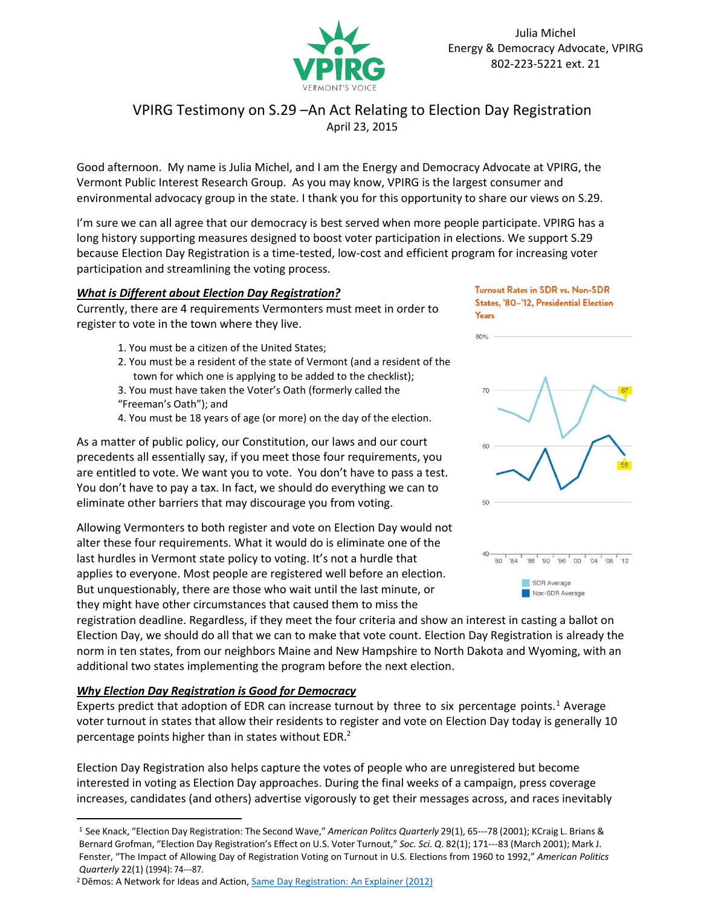Julia Michel
Energy & Democracy Advocate, VPIRG
802-223-5221 ext. 21

# VPIRG Testimony on S.29 –An Act Relating to Election Day Registration

April 23, 2015

Good afternoon. My name is Julia Michel, and I am the Energy and Democracy Advocate at VPIRG, the Vermont Public Interest Research Group. As you may know, VPIRG is the largest consumer and environmental advocacy group in the state. I thank you for this opportunity to share our views on S.29.

I'm sure we can all agree that our democracy is best served when more people participate. VPIRG has a long history supporting measures designed to boost voter participation in elections. We support S.29 because Election Day Registration is a time-tested, low-cost and efficient program for increasing voter participation and streamlining the voting process.

## ***What is Different about Election Day Registration?***

Currently, there are 4 requirements Vermonters must meet in order to register to vote in the town where they live.

1. You must be a citizen of the United States;
2. You must be a resident of the state of Vermont (and a resident of the town for which one is applying to be added to the checklist);
3. You must have taken the Voter's Oath (formerly called the "Freeman's Oath"); and
4. You must be 18 years of age (or more) on the day of the election.

As a matter of public policy, our Constitution, our laws and our court precedents all essentially say, if you meet those four requirements, you are entitled to vote. We want you to vote. You don't have to pass a test. You don't have to pay a tax. In fact, we should do everything we can to eliminate other barriers that may discourage you from voting.

Allowing Vermonters to both register and vote on Election Day would not alter these four requirements. What it would do is eliminate one of the last hurdles in Vermont state policy to voting. It's not a hurdle that applies to everyone. Most people are registered well before an election. But unquestionably, there are those who wait until the last minute, or they might have other circumstances that caused them to miss the registration deadline. Regardless, if they meet the four criteria and show an interest in casting a ballot on Election Day, we should do all that we can to make that vote count. Election Day Registration is already the norm in ten states, from our neighbors Maine and New Hampshire to North Dakota and Wyoming, with an additional two states implementing the program before the next election.

Turnout Rates in SDR vs. Non-SDR States, '80–'12, Presidential Election Years

## ***Why Election Day Registration is Good for Democracy***

Experts predict that adoption of EDR can increase turnout by three to six percentage points.[1] Average voter turnout in states that allow their residents to register and vote on Election Day today is generally 10 percentage points higher than in states without EDR.[2]

Election Day Registration also helps capture the votes of people who are unregistered but become interested in voting as Election Day approaches. During the final weeks of a campaign, press coverage increases, candidates (and others) advertise vigorously to get their messages across, and races inevitably

---

[1] See Knack, "Election Day Registration: The Second Wave," *American Politcs Quarterly* 29(1), 65---78 (2001); KCraig L. Brians & Bernard Grofman, "Election Day Registration's Effect on U.S. Voter Turnout," *Soc. Sci. Q.* 82(1); 171---83 (March 2001); Mark J. Fenster, "The Impact of Allowing Day of Registration Voting on Turnout in U.S. Elections from 1960 to 1992," *American Politics Quarterly* 22(1) (1994): 74---87.

[2] Dēmos: A Network for Ideas and Action, Same Day Registration: An Explainer (2012)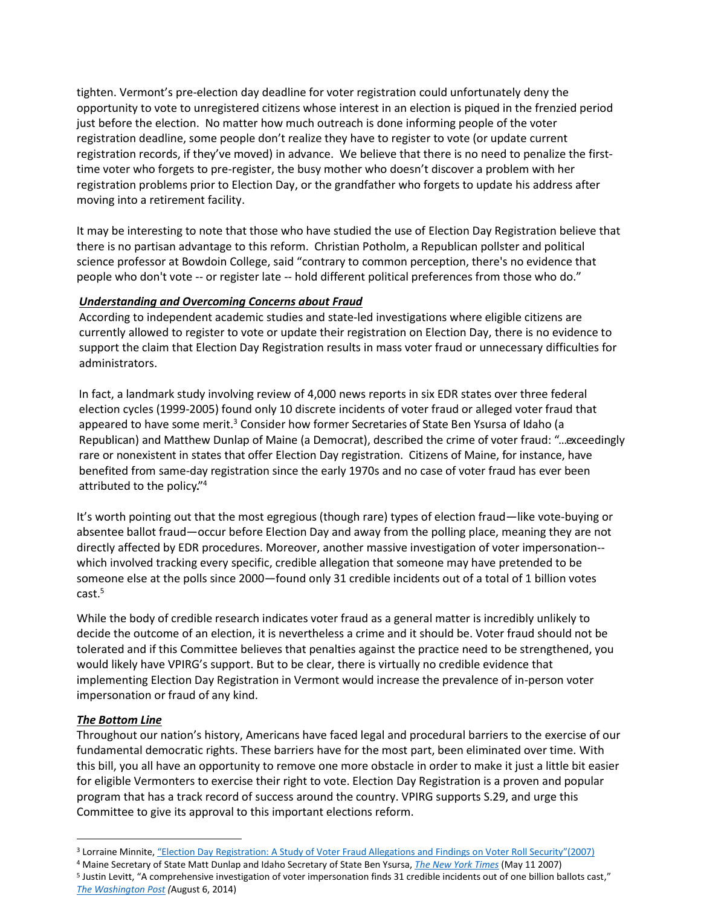tighten. Vermont's pre-election day deadline for voter registration could unfortunately deny the opportunity to vote to unregistered citizens whose interest in an election is piqued in the frenzied period just before the election. No matter how much outreach is done informing people of the voter registration deadline, some people don't realize they have to register to vote (or update current registration records, if they've moved) in advance. We believe that there is no need to penalize the first-time voter who forgets to pre-register, the busy mother who doesn't discover a problem with her registration problems prior to Election Day, or the grandfather who forgets to update his address after moving into a retirement facility.

It may be interesting to note that those who have studied the use of Election Day Registration believe that there is no partisan advantage to this reform. Christian Potholm, a Republican pollster and political science professor at Bowdoin College, said "contrary to common perception, there's no evidence that people who don't vote -- or register late -- hold different political preferences from those who do."

***Understanding and Overcoming Concerns about Fraud***

According to independent academic studies and state-led investigations where eligible citizens are currently allowed to register to vote or update their registration on Election Day, there is no evidence to support the claim that Election Day Registration results in mass voter fraud or unnecessary difficulties for administrators.

In fact, a landmark study involving review of 4,000 news reports in six EDR states over three federal election cycles (1999-2005) found only 10 discrete incidents of voter fraud or alleged voter fraud that appeared to have some merit.[3] Consider how former Secretaries of State Ben Ysursa of Idaho (a Republican) and Matthew Dunlap of Maine (a Democrat), described the crime of voter fraud: "…exceedingly rare or nonexistent in states that offer Election Day registration. Citizens of Maine, for instance, have benefited from same-day registration since the early 1970s and no case of voter fraud has ever been attributed to the policy."[4]

It's worth pointing out that the most egregious (though rare) types of election fraud—like vote-buying or absentee ballot fraud—occur before Election Day and away from the polling place, meaning they are not directly affected by EDR procedures. Moreover, another massive investigation of voter impersonation--which involved tracking every specific, credible allegation that someone may have pretended to be someone else at the polls since 2000—found only 31 credible incidents out of a total of 1 billion votes cast.[5]

While the body of credible research indicates voter fraud as a general matter is incredibly unlikely to decide the outcome of an election, it is nevertheless a crime and it should be. Voter fraud should not be tolerated and if this Committee believes that penalties against the practice need to be strengthened, you would likely have VPIRG's support. But to be clear, there is virtually no credible evidence that implementing Election Day Registration in Vermont would increase the prevalence of in-person voter impersonation or fraud of any kind.

***The Bottom Line***

Throughout our nation's history, Americans have faced legal and procedural barriers to the exercise of our fundamental democratic rights. These barriers have for the most part, been eliminated over time. With this bill, you all have an opportunity to remove one more obstacle in order to make it just a little bit easier for eligible Vermonters to exercise their right to vote. Election Day Registration is a proven and popular program that has a track record of success around the country. VPIRG supports S.29, and urge this Committee to give its approval to this important elections reform.

---

[3] Lorraine Minnite, "Election Day Registration: A Study of Voter Fraud Allegations and Findings on Voter Roll Security"(2007)

[4] Maine Secretary of State Matt Dunlap and Idaho Secretary of State Ben Ysursa, *The New York Times* (May 11 2007)

[5] Justin Levitt, "A comprehensive investigation of voter impersonation finds 31 credible incidents out of one billion ballots cast," *The Washington Post* (August 6, 2014)